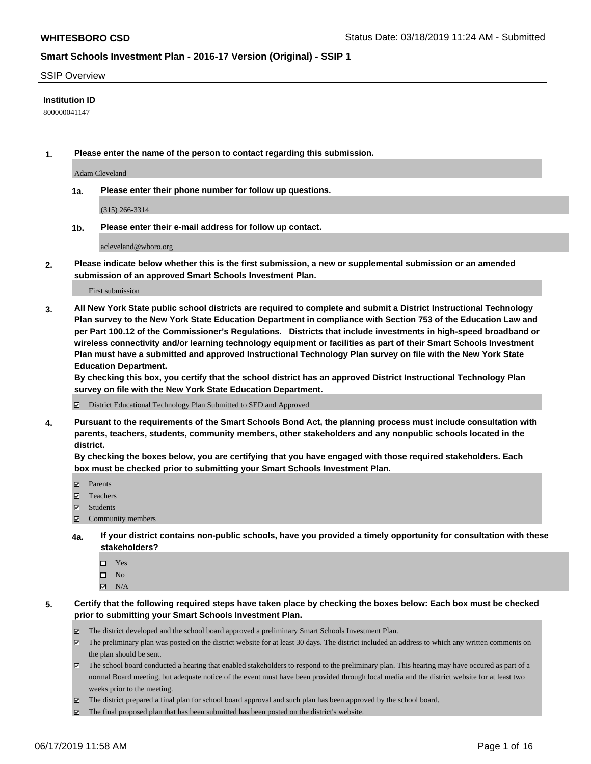**WHITESBORO CSD** Status Date: 03/18/2019 11:24 AM - Submitted

## Smart Schools Investment Plan - 2016-17 Version (Original) - SSIP 1

SSIP Overview

**Institution ID**

800000041147

**1. Please enter the name of the person to contact regarding this submission.**

Adam Cleveland

**1a. Please enter their phone number for follow up questions.**

(315) 266-3314

**1b. Please enter their e-mail address for follow up contact.**

acleveland@wboro.org

**2. Please indicate below whether this is the first submission, a new or supplemental submission or an amended submission of an approved Smart Schools Investment Plan.**

First submission

**3. All New York State public school districts are required to complete and submit a District Instructional Technology Plan survey to the New York State Education Department in compliance with Section 753 of the Education Law and per Part 100.12 of the Commissioner's Regulations. Districts that include investments in high-speed broadband or wireless connectivity and/or learning technology equipment or facilities as part of their Smart Schools Investment Plan must have a submitted and approved Instructional Technology Plan survey on file with the New York State Education Department.**
**By checking this box, you certify that the school district has an approved District Instructional Technology Plan survey on file with the New York State Education Department.**

- [x] District Educational Technology Plan Submitted to SED and Approved

**4. Pursuant to the requirements of the Smart Schools Bond Act, the planning process must include consultation with parents, teachers, students, community members, other stakeholders and any nonpublic schools located in the district.**
**By checking the boxes below, you are certifying that you have engaged with those required stakeholders. Each box must be checked prior to submitting your Smart Schools Investment Plan.**

- [x] Parents
- [x] Teachers
- [x] Students
- [x] Community members

**4a. If your district contains non-public schools, have you provided a timely opportunity for consultation with these stakeholders?**

- [ ] Yes
- [ ] No
- [x] N/A

**5. Certify that the following required steps have taken place by checking the boxes below: Each box must be checked prior to submitting your Smart Schools Investment Plan.**

- [x] The district developed and the school board approved a preliminary Smart Schools Investment Plan.
- [x] The preliminary plan was posted on the district website for at least 30 days. The district included an address to which any written comments on the plan should be sent.
- [x] The school board conducted a hearing that enabled stakeholders to respond to the preliminary plan. This hearing may have occured as part of a normal Board meeting, but adequate notice of the event must have been provided through local media and the district website for at least two weeks prior to the meeting.
- [x] The district prepared a final plan for school board approval and such plan has been approved by the school board.
- [x] The final proposed plan that has been submitted has been posted on the district's website.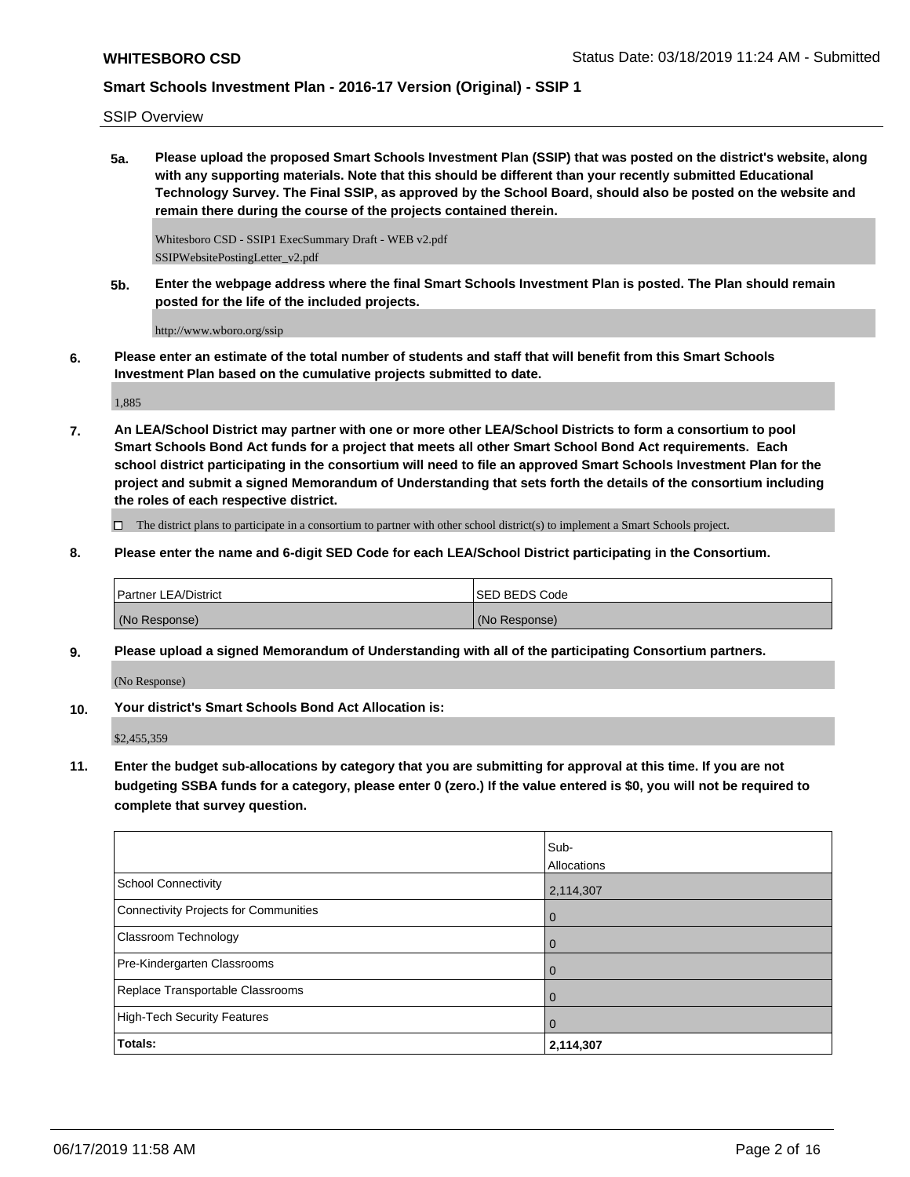SSIP Overview

**5a. Please upload the proposed Smart Schools Investment Plan (SSIP) that was posted on the district's website, along with any supporting materials. Note that this should be different than your recently submitted Educational Technology Survey. The Final SSIP, as approved by the School Board, should also be posted on the website and remain there during the course of the projects contained therein.**

Whitesboro CSD - SSIP1 ExecSummary Draft - WEB v2.pdf
SSIPWebsitePostingLetter_v2.pdf

**5b. Enter the webpage address where the final Smart Schools Investment Plan is posted. The Plan should remain posted for the life of the included projects.**

http://www.wboro.org/ssip

**6. Please enter an estimate of the total number of students and staff that will benefit from this Smart Schools Investment Plan based on the cumulative projects submitted to date.**

1,885

**7. An LEA/School District may partner with one or more other LEA/School Districts to form a consortium to pool Smart Schools Bond Act funds for a project that meets all other Smart School Bond Act requirements. Each school district participating in the consortium will need to file an approved Smart Schools Investment Plan for the project and submit a signed Memorandum of Understanding that sets forth the details of the consortium including the roles of each respective district.**

☐ The district plans to participate in a consortium to partner with other school district(s) to implement a Smart Schools project.

**8. Please enter the name and 6-digit SED Code for each LEA/School District participating in the Consortium.**

| Partner LEA/District | SED BEDS Code |
|---|---|
| (No Response) | (No Response) |

**9. Please upload a signed Memorandum of Understanding with all of the participating Consortium partners.**

(No Response)

**10. Your district's Smart Schools Bond Act Allocation is:**

$2,455,359

**11. Enter the budget sub-allocations by category that you are submitting for approval at this time. If you are not budgeting SSBA funds for a category, please enter 0 (zero.) If the value entered is $0, you will not be required to complete that survey question.**

| | Sub-Allocations |
|---|---|
| School Connectivity | 2,114,307 |
| Connectivity Projects for Communities | 0 |
| Classroom Technology | 0 |
| Pre-Kindergarten Classrooms | 0 |
| Replace Transportable Classrooms | 0 |
| High-Tech Security Features | 0 |
| **Totals:** | **2,114,307** |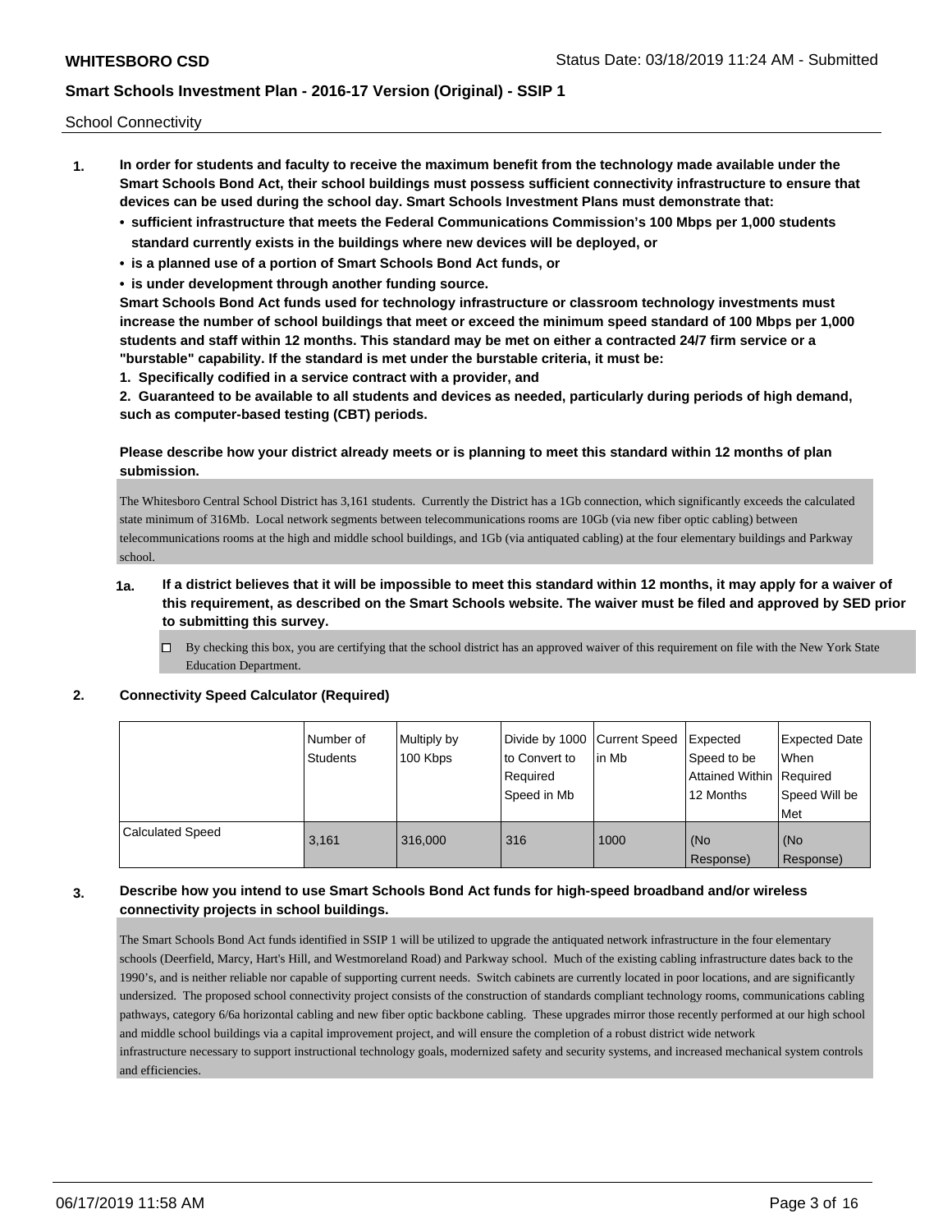School Connectivity

1. **In order for students and faculty to receive the maximum benefit from the technology made available under the Smart Schools Bond Act, their school buildings must possess sufficient connectivity infrastructure to ensure that devices can be used during the school day. Smart Schools Investment Plans must demonstrate that:**
   - **sufficient infrastructure that meets the Federal Communications Commission's 100 Mbps per 1,000 students standard currently exists in the buildings where new devices will be deployed, or**
   - **is a planned use of a portion of Smart Schools Bond Act funds, or**
   - **is under development through another funding source.**

   **Smart Schools Bond Act funds used for technology infrastructure or classroom technology investments must increase the number of school buildings that meet or exceed the minimum speed standard of 100 Mbps per 1,000 students and staff within 12 months. This standard may be met on either a contracted 24/7 firm service or a "burstable" capability. If the standard is met under the burstable criteria, it must be:**

   **1. Specifically codified in a service contract with a provider, and**

   **2. Guaranteed to be available to all students and devices as needed, particularly during periods of high demand, such as computer-based testing (CBT) periods.**

   **Please describe how your district already meets or is planning to meet this standard within 12 months of plan submission.**

   The Whitesboro Central School District has 3,161 students. Currently the District has a 1Gb connection, which significantly exceeds the calculated state minimum of 316Mb. Local network segments between telecommunications rooms are 10Gb (via new fiber optic cabling) between telecommunications rooms at the high and middle school buildings, and 1Gb (via antiquated cabling) at the four elementary buildings and Parkway school.

   **1a. If a district believes that it will be impossible to meet this standard within 12 months, it may apply for a waiver of this requirement, as described on the Smart Schools website. The waiver must be filed and approved by SED prior to submitting this survey.**

   ☐ By checking this box, you are certifying that the school district has an approved waiver of this requirement on file with the New York State Education Department.

2. **Connectivity Speed Calculator (Required)**

| | Number of Students | Multiply by 100 Kbps | Divide by 1000 to Convert to Required Speed in Mb | Current Speed in Mb | Expected Speed to be Attained Within 12 Months | Expected Date When Required Speed Will be Met |
|---|---|---|---|---|---|---|
| Calculated Speed | 3,161 | 316,000 | 316 | 1000 | (No Response) | (No Response) |

3. **Describe how you intend to use Smart Schools Bond Act funds for high-speed broadband and/or wireless connectivity projects in school buildings.**

   The Smart Schools Bond Act funds identified in SSIP 1 will be utilized to upgrade the antiquated network infrastructure in the four elementary schools (Deerfield, Marcy, Hart's Hill, and Westmoreland Road) and Parkway school. Much of the existing cabling infrastructure dates back to the 1990's, and is neither reliable nor capable of supporting current needs. Switch cabinets are currently located in poor locations, and are significantly undersized. The proposed school connectivity project consists of the construction of standards compliant technology rooms, communications cabling pathways, category 6/6a horizontal cabling and new fiber optic backbone cabling. These upgrades mirror those recently performed at our high school and middle school buildings via a capital improvement project, and will ensure the completion of a robust district wide network infrastructure necessary to support instructional technology goals, modernized safety and security systems, and increased mechanical system controls and efficiencies.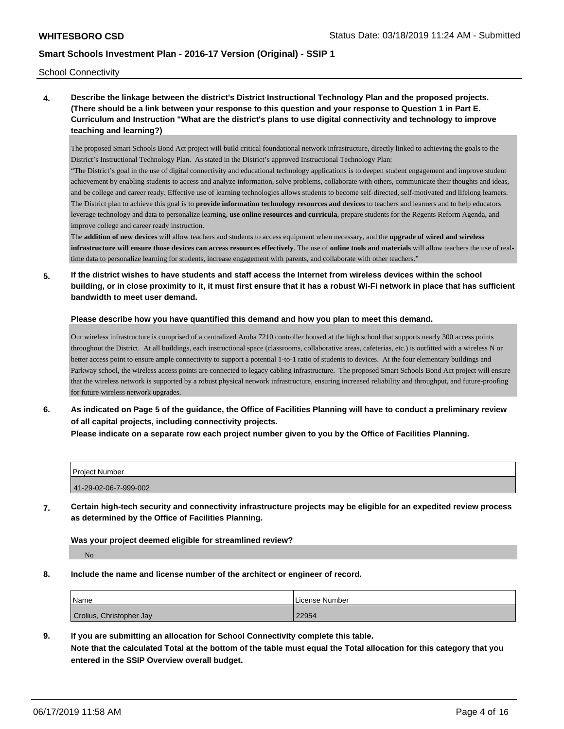School Connectivity

**4. Describe the linkage between the district's District Instructional Technology Plan and the proposed projects. (There should be a link between your response to this question and your response to Question 1 in Part E. Curriculum and Instruction "What are the district's plans to use digital connectivity and technology to improve teaching and learning?)**

The proposed Smart Schools Bond Act project will build critical foundational network infrastructure, directly linked to achieving the goals to the District's Instructional Technology Plan. As stated in the District's approved Instructional Technology Plan:

"The District's goal in the use of digital connectivity and educational technology applications is to deepen student engagement and improve student achievement by enabling students to access and analyze information, solve problems, collaborate with others, communicate their thoughts and ideas, and be college and career ready. Effective use of learning technologies allows students to become self-directed, self-motivated and lifelong learners. The District plan to achieve this goal is to **provide information technology resources and devices** to teachers and learners and to help educators leverage technology and data to personalize learning, **use online resources and curricula**, prepare students for the Regents Reform Agenda, and improve college and career ready instruction.

The **addition of new devices** will allow teachers and students to access equipment when necessary, and the **upgrade of wired and wireless infrastructure will ensure those devices can access resources effectively**. The use of **online tools and materials** will allow teachers the use of real-time data to personalize learning for students, increase engagement with parents, and collaborate with other teachers."

**5. If the district wishes to have students and staff access the Internet from wireless devices within the school building, or in close proximity to it, it must first ensure that it has a robust Wi-Fi network in place that has sufficient bandwidth to meet user demand.**

**Please describe how you have quantified this demand and how you plan to meet this demand.**

Our wireless infrastructure is comprised of a centralized Aruba 7210 controller housed at the high school that supports nearly 300 access points throughout the District. At all buildings, each instructional space (classrooms, collaborative areas, cafeterias, etc.) is outfitted with a wireless N or better access point to ensure ample connectivity to support a potential 1-to-1 ratio of students to devices. At the four elementary buildings and Parkway school, the wireless access points are connected to legacy cabling infrastructure. The proposed Smart Schools Bond Act project will ensure that the wireless network is supported by a robust physical network infrastructure, ensuring increased reliability and throughput, and future-proofing for future wireless network upgrades.

**6. As indicated on Page 5 of the guidance, the Office of Facilities Planning will have to conduct a preliminary review of all capital projects, including connectivity projects.**
**Please indicate on a separate row each project number given to you by the Office of Facilities Planning.**

| Project Number |
| --- |
| 41-29-02-06-7-999-002 |

**7. Certain high-tech security and connectivity infrastructure projects may be eligible for an expedited review process as determined by the Office of Facilities Planning.**

**Was your project deemed eligible for streamlined review?**

No

**8. Include the name and license number of the architect or engineer of record.**

| Name | License Number |
| --- | --- |
| Crolius, Christopher Jay | 22954 |

**9. If you are submitting an allocation for School Connectivity complete this table.**
**Note that the calculated Total at the bottom of the table must equal the Total allocation for this category that you entered in the SSIP Overview overall budget.**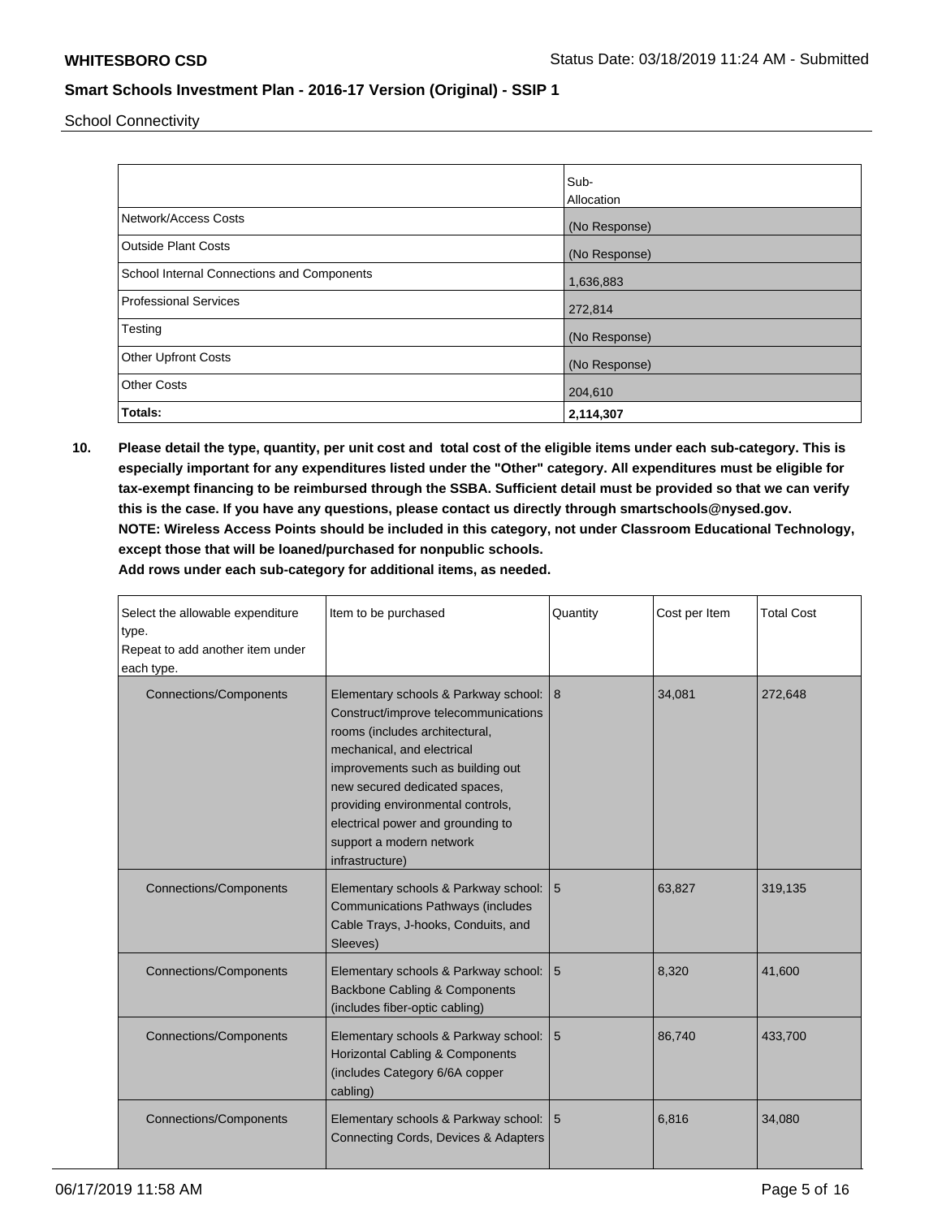School Connectivity

| | Sub-Allocation |
|---|---|
| Network/Access Costs | (No Response) |
| Outside Plant Costs | (No Response) |
| School Internal Connections and Components | 1,636,883 |
| Professional Services | 272,814 |
| Testing | (No Response) |
| Other Upfront Costs | (No Response) |
| Other Costs | 204,610 |
| **Totals:** | **2,114,307** |

**10. Please detail the type, quantity, per unit cost and total cost of the eligible items under each sub-category. This is especially important for any expenditures listed under the "Other" category. All expenditures must be eligible for tax-exempt financing to be reimbursed through the SSBA. Sufficient detail must be provided so that we can verify this is the case. If you have any questions, please contact us directly through smartschools@nysed.gov. NOTE: Wireless Access Points should be included in this category, not under Classroom Educational Technology, except those that will be loaned/purchased for nonpublic schools. Add rows under each sub-category for additional items, as needed.**

| Select the allowable expenditure type. Repeat to add another item under each type. | Item to be purchased | Quantity | Cost per Item | Total Cost |
|---|---|---|---|---|
| Connections/Components | Elementary schools & Parkway school: Construct/improve telecommunications rooms (includes architectural, mechanical, and electrical improvements such as building out new secured dedicated spaces, providing environmental controls, electrical power and grounding to support a modern network infrastructure) | 8 | 34,081 | 272,648 |
| Connections/Components | Elementary schools & Parkway school: Communications Pathways (includes Cable Trays, J-hooks, Conduits, and Sleeves) | 5 | 63,827 | 319,135 |
| Connections/Components | Elementary schools & Parkway school: Backbone Cabling & Components (includes fiber-optic cabling) | 5 | 8,320 | 41,600 |
| Connections/Components | Elementary schools & Parkway school: Horizontal Cabling & Components (includes Category 6/6A copper cabling) | 5 | 86,740 | 433,700 |
| Connections/Components | Elementary schools & Parkway school: Connecting Cords, Devices & Adapters | 5 | 6,816 | 34,080 |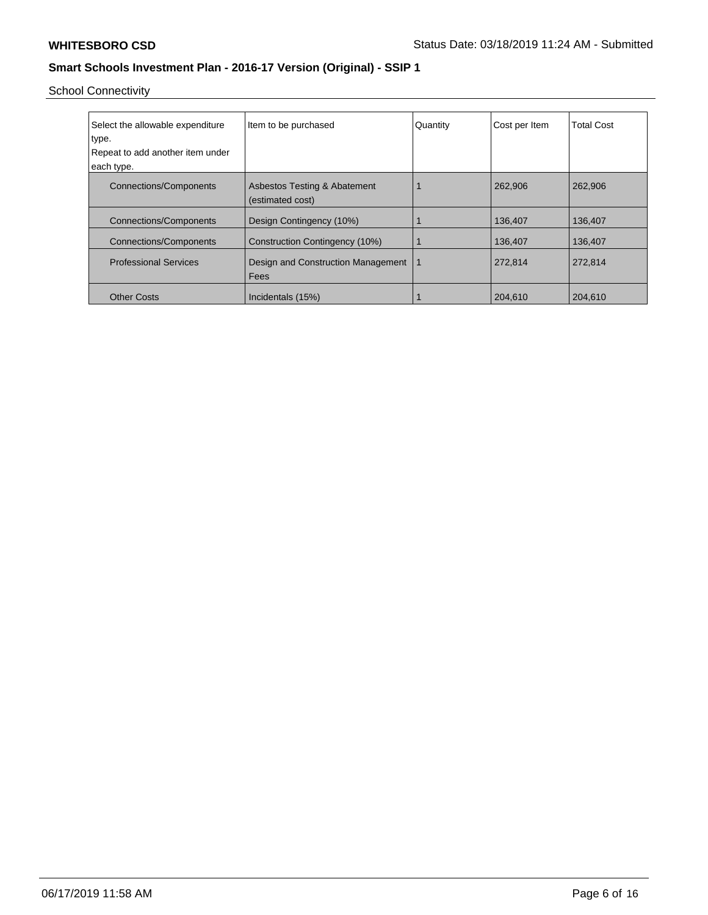School Connectivity

| Select the allowable expenditure type. Repeat to add another item under each type. | Item to be purchased | Quantity | Cost per Item | Total Cost |
|---|---|---|---|---|
| Connections/Components | Asbestos Testing & Abatement (estimated cost) | 1 | 262,906 | 262,906 |
| Connections/Components | Design Contingency (10%) | 1 | 136,407 | 136,407 |
| Connections/Components | Construction Contingency (10%) | 1 | 136,407 | 136,407 |
| Professional Services | Design and Construction Management Fees | 1 | 272,814 | 272,814 |
| Other Costs | Incidentals (15%) | 1 | 204,610 | 204,610 |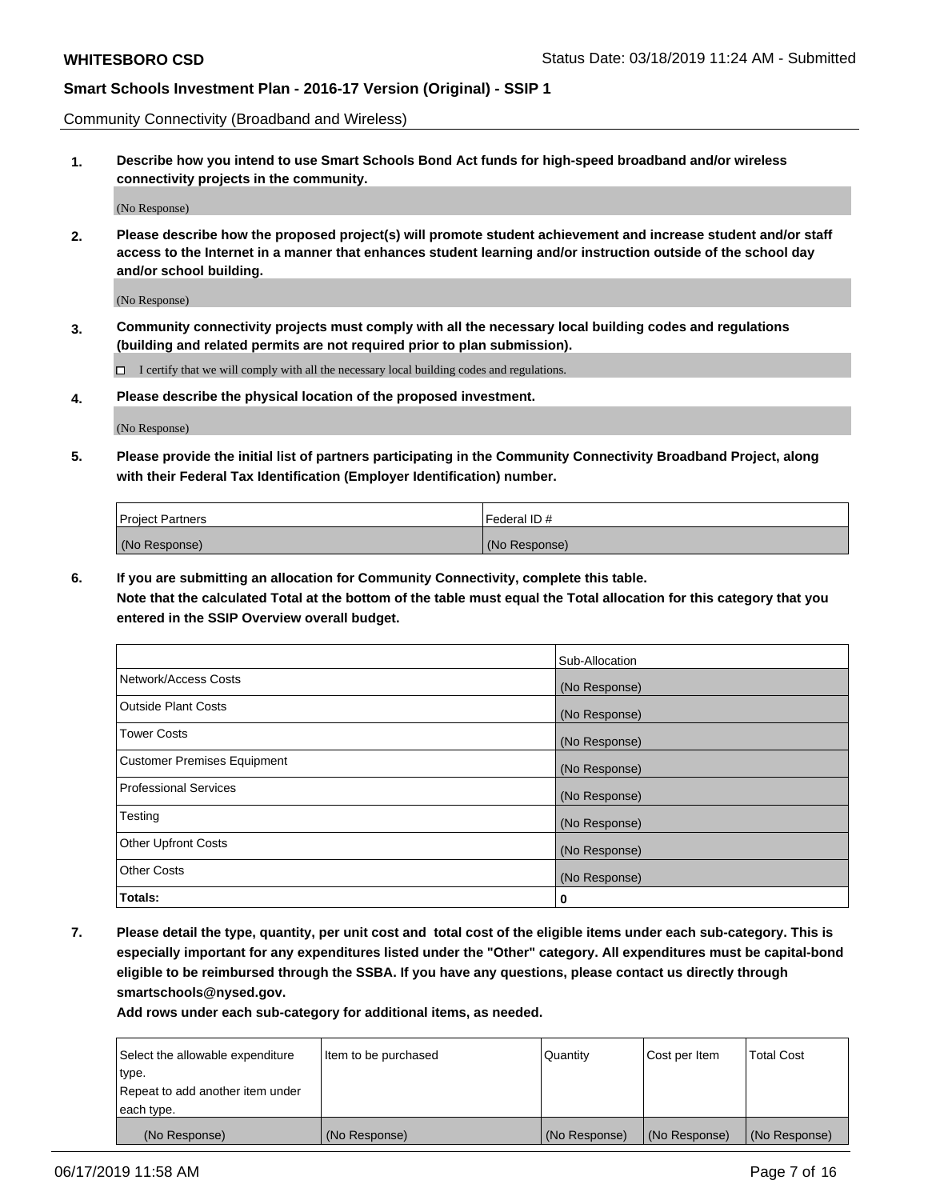Community Connectivity (Broadband and Wireless)

**1. Describe how you intend to use Smart Schools Bond Act funds for high-speed broadband and/or wireless connectivity projects in the community.**

(No Response)

**2. Please describe how the proposed project(s) will promote student achievement and increase student and/or staff access to the Internet in a manner that enhances student learning and/or instruction outside of the school day and/or school building.**

(No Response)

**3. Community connectivity projects must comply with all the necessary local building codes and regulations (building and related permits are not required prior to plan submission).**

☐ I certify that we will comply with all the necessary local building codes and regulations.

**4. Please describe the physical location of the proposed investment.**

(No Response)

**5. Please provide the initial list of partners participating in the Community Connectivity Broadband Project, along with their Federal Tax Identification (Employer Identification) number.**

| Project Partners | Federal ID # |
|---|---|
| (No Response) | (No Response) |

**6. If you are submitting an allocation for Community Connectivity, complete this table. Note that the calculated Total at the bottom of the table must equal the Total allocation for this category that you entered in the SSIP Overview overall budget.**

| | Sub-Allocation |
|---|---|
| Network/Access Costs | (No Response) |
| Outside Plant Costs | (No Response) |
| Tower Costs | (No Response) |
| Customer Premises Equipment | (No Response) |
| Professional Services | (No Response) |
| Testing | (No Response) |
| Other Upfront Costs | (No Response) |
| Other Costs | (No Response) |
| **Totals:** | **0** |

**7. Please detail the type, quantity, per unit cost and total cost of the eligible items under each sub-category. This is especially important for any expenditures listed under the "Other" category. All expenditures must be capital-bond eligible to be reimbursed through the SSBA. If you have any questions, please contact us directly through smartschools@nysed.gov.**

**Add rows under each sub-category for additional items, as needed.**

| Select the allowable expenditure type. Repeat to add another item under each type. | Item to be purchased | Quantity | Cost per Item | Total Cost |
|---|---|---|---|---|
| (No Response) | (No Response) | (No Response) | (No Response) | (No Response) |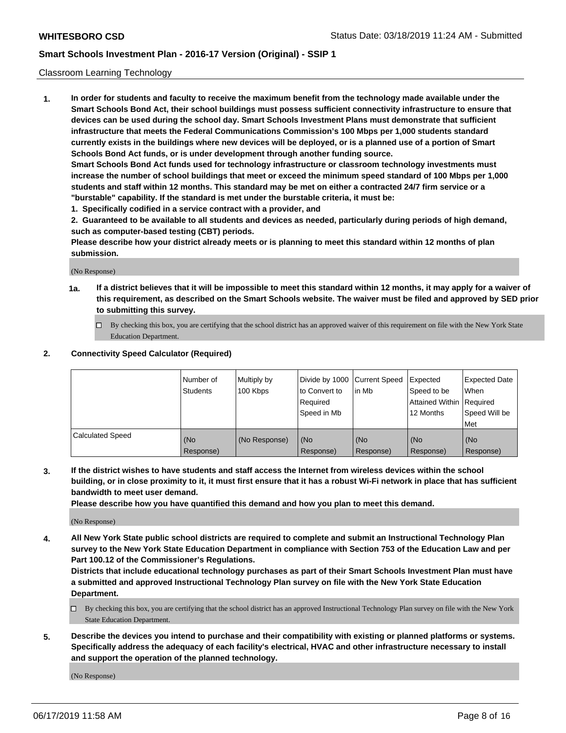Classroom Learning Technology

**1. In order for students and faculty to receive the maximum benefit from the technology made available under the Smart Schools Bond Act, their school buildings must possess sufficient connectivity infrastructure to ensure that devices can be used during the school day. Smart Schools Investment Plans must demonstrate that sufficient infrastructure that meets the Federal Communications Commission's 100 Mbps per 1,000 students standard currently exists in the buildings where new devices will be deployed, or is a planned use of a portion of Smart Schools Bond Act funds, or is under development through another funding source.**

**Smart Schools Bond Act funds used for technology infrastructure or classroom technology investments must increase the number of school buildings that meet or exceed the minimum speed standard of 100 Mbps per 1,000 students and staff within 12 months. This standard may be met on either a contracted 24/7 firm service or a "burstable" capability. If the standard is met under the burstable criteria, it must be:**

**1. Specifically codified in a service contract with a provider, and**

**2. Guaranteed to be available to all students and devices as needed, particularly during periods of high demand, such as computer-based testing (CBT) periods.**

**Please describe how your district already meets or is planning to meet this standard within 12 months of plan submission.**

(No Response)

**1a. If a district believes that it will be impossible to meet this standard within 12 months, it may apply for a waiver of this requirement, as described on the Smart Schools website. The waiver must be filed and approved by SED prior to submitting this survey.**

☐ By checking this box, you are certifying that the school district has an approved waiver of this requirement on file with the New York State Education Department.

**2. Connectivity Speed Calculator (Required)**

| | Number of Students | Multiply by 100 Kbps | Divide by 1000 to Convert to Required Speed in Mb | Current Speed in Mb | Expected Speed to be Attained Within 12 Months | Expected Date When Required Speed Will be Met |
|---|---|---|---|---|---|---|
| Calculated Speed | (No Response) | (No Response) | (No Response) | (No Response) | (No Response) | (No Response) |

**3. If the district wishes to have students and staff access the Internet from wireless devices within the school building, or in close proximity to it, it must first ensure that it has a robust Wi-Fi network in place that has sufficient bandwidth to meet user demand.**

**Please describe how you have quantified this demand and how you plan to meet this demand.**

(No Response)

**4. All New York State public school districts are required to complete and submit an Instructional Technology Plan survey to the New York State Education Department in compliance with Section 753 of the Education Law and per Part 100.12 of the Commissioner's Regulations.**

**Districts that include educational technology purchases as part of their Smart Schools Investment Plan must have a submitted and approved Instructional Technology Plan survey on file with the New York State Education Department.**

☐ By checking this box, you are certifying that the school district has an approved Instructional Technology Plan survey on file with the New York State Education Department.

**5. Describe the devices you intend to purchase and their compatibility with existing or planned platforms or systems. Specifically address the adequacy of each facility's electrical, HVAC and other infrastructure necessary to install and support the operation of the planned technology.**

(No Response)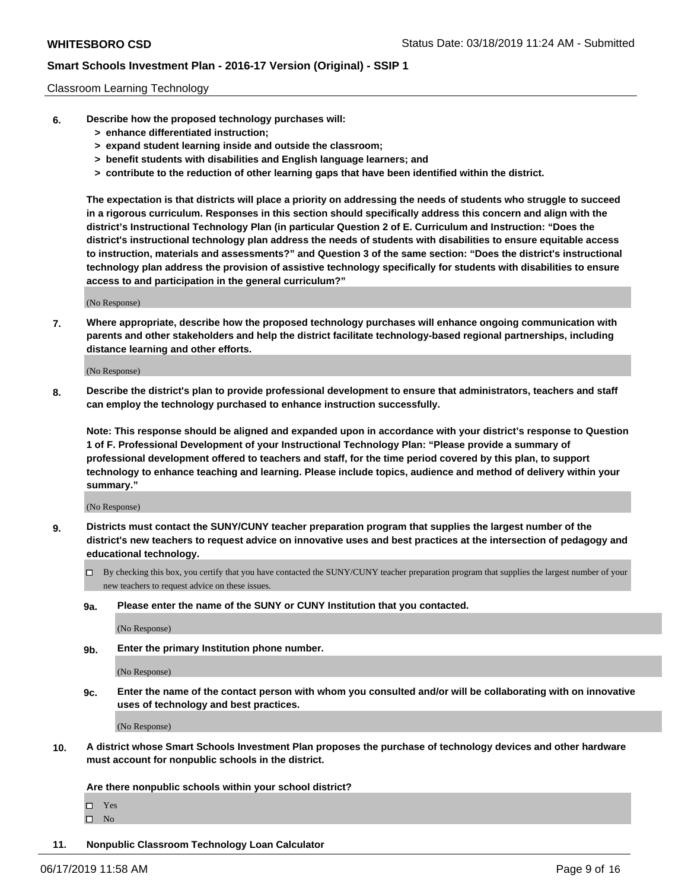Classroom Learning Technology

**6. Describe how the proposed technology purchases will:**

**> enhance differentiated instruction;**

**> expand student learning inside and outside the classroom;**

**> benefit students with disabilities and English language learners; and**

**> contribute to the reduction of other learning gaps that have been identified within the district.**

**The expectation is that districts will place a priority on addressing the needs of students who struggle to succeed in a rigorous curriculum. Responses in this section should specifically address this concern and align with the district's Instructional Technology Plan (in particular Question 2 of E. Curriculum and Instruction: "Does the district's instructional technology plan address the needs of students with disabilities to ensure equitable access to instruction, materials and assessments?" and Question 3 of the same section: "Does the district's instructional technology plan address the provision of assistive technology specifically for students with disabilities to ensure access to and participation in the general curriculum?"**

(No Response)

**7. Where appropriate, describe how the proposed technology purchases will enhance ongoing communication with parents and other stakeholders and help the district facilitate technology-based regional partnerships, including distance learning and other efforts.**

(No Response)

**8. Describe the district's plan to provide professional development to ensure that administrators, teachers and staff can employ the technology purchased to enhance instruction successfully.**

**Note: This response should be aligned and expanded upon in accordance with your district's response to Question 1 of F. Professional Development of your Instructional Technology Plan: "Please provide a summary of professional development offered to teachers and staff, for the time period covered by this plan, to support technology to enhance teaching and learning. Please include topics, audience and method of delivery within your summary."**

(No Response)

**9. Districts must contact the SUNY/CUNY teacher preparation program that supplies the largest number of the district's new teachers to request advice on innovative uses and best practices at the intersection of pedagogy and educational technology.**

☐ By checking this box, you certify that you have contacted the SUNY/CUNY teacher preparation program that supplies the largest number of your new teachers to request advice on these issues.

**9a. Please enter the name of the SUNY or CUNY Institution that you contacted.**

(No Response)

**9b. Enter the primary Institution phone number.**

(No Response)

**9c. Enter the name of the contact person with whom you consulted and/or will be collaborating with on innovative uses of technology and best practices.**

(No Response)

**10. A district whose Smart Schools Investment Plan proposes the purchase of technology devices and other hardware must account for nonpublic schools in the district.**

**Are there nonpublic schools within your school district?**

☐ Yes

☐ No

**11. Nonpublic Classroom Technology Loan Calculator**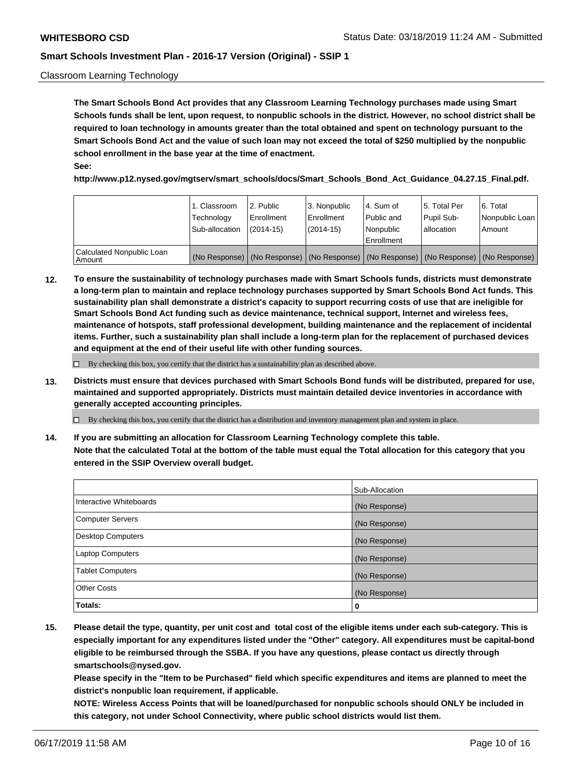Classroom Learning Technology

**The Smart Schools Bond Act provides that any Classroom Learning Technology purchases made using Smart Schools funds shall be lent, upon request, to nonpublic schools in the district. However, no school district shall be required to loan technology in amounts greater than the total obtained and spent on technology pursuant to the Smart Schools Bond Act and the value of such loan may not exceed the total of $250 multiplied by the nonpublic school enrollment in the base year at the time of enactment.**
**See:**
**http://www.p12.nysed.gov/mgtserv/smart_schools/docs/Smart_Schools_Bond_Act_Guidance_04.27.15_Final.pdf.**

| | 1. Classroom Technology Sub-allocation | 2. Public Enrollment (2014-15) | 3. Nonpublic Enrollment (2014-15) | 4. Sum of Public and Nonpublic Enrollment | 5. Total Per Pupil Sub-allocation | 6. Total Nonpublic Loan Amount |
|---|---|---|---|---|---|---|
| Calculated Nonpublic Loan Amount | (No Response) | (No Response) | (No Response) | (No Response) | (No Response) | (No Response) |

**12. To ensure the sustainability of technology purchases made with Smart Schools funds, districts must demonstrate a long-term plan to maintain and replace technology purchases supported by Smart Schools Bond Act funds. This sustainability plan shall demonstrate a district's capacity to support recurring costs of use that are ineligible for Smart Schools Bond Act funding such as device maintenance, technical support, Internet and wireless fees, maintenance of hotspots, staff professional development, building maintenance and the replacement of incidental items. Further, such a sustainability plan shall include a long-term plan for the replacement of purchased devices and equipment at the end of their useful life with other funding sources.**

☐ By checking this box, you certify that the district has a sustainability plan as described above.

**13. Districts must ensure that devices purchased with Smart Schools Bond funds will be distributed, prepared for use, maintained and supported appropriately. Districts must maintain detailed device inventories in accordance with generally accepted accounting principles.**

☐ By checking this box, you certify that the district has a distribution and inventory management plan and system in place.

**14. If you are submitting an allocation for Classroom Learning Technology complete this table.**
**Note that the calculated Total at the bottom of the table must equal the Total allocation for this category that you entered in the SSIP Overview overall budget.**

| | Sub-Allocation |
|---|---|
| Interactive Whiteboards | (No Response) |
| Computer Servers | (No Response) |
| Desktop Computers | (No Response) |
| Laptop Computers | (No Response) |
| Tablet Computers | (No Response) |
| Other Costs | (No Response) |
| **Totals:** | 0 |

**15. Please detail the type, quantity, per unit cost and total cost of the eligible items under each sub-category. This is especially important for any expenditures listed under the "Other" category. All expenditures must be capital-bond eligible to be reimbursed through the SSBA. If you have any questions, please contact us directly through smartschools@nysed.gov.**
**Please specify in the "Item to be Purchased" field which specific expenditures and items are planned to meet the district's nonpublic loan requirement, if applicable.**
**NOTE: Wireless Access Points that will be loaned/purchased for nonpublic schools should ONLY be included in this category, not under School Connectivity, where public school districts would list them.**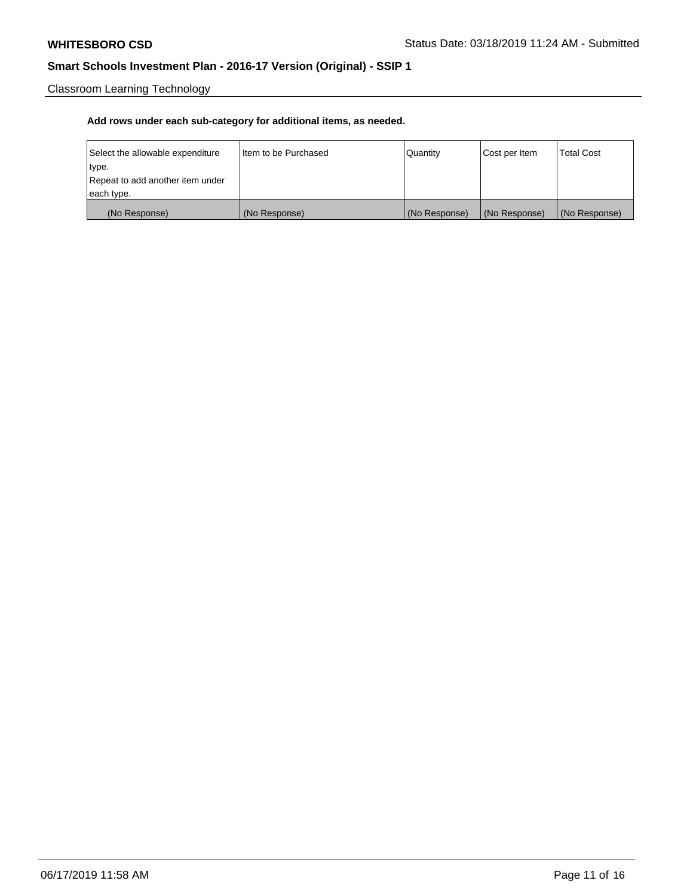Classroom Learning Technology

**Add rows under each sub-category for additional items, as needed.**

| Select the allowable expenditure type. Repeat to add another item under each type. | Item to be Purchased | Quantity | Cost per Item | Total Cost |
|---|---|---|---|---|
| (No Response) | (No Response) | (No Response) | (No Response) | (No Response) |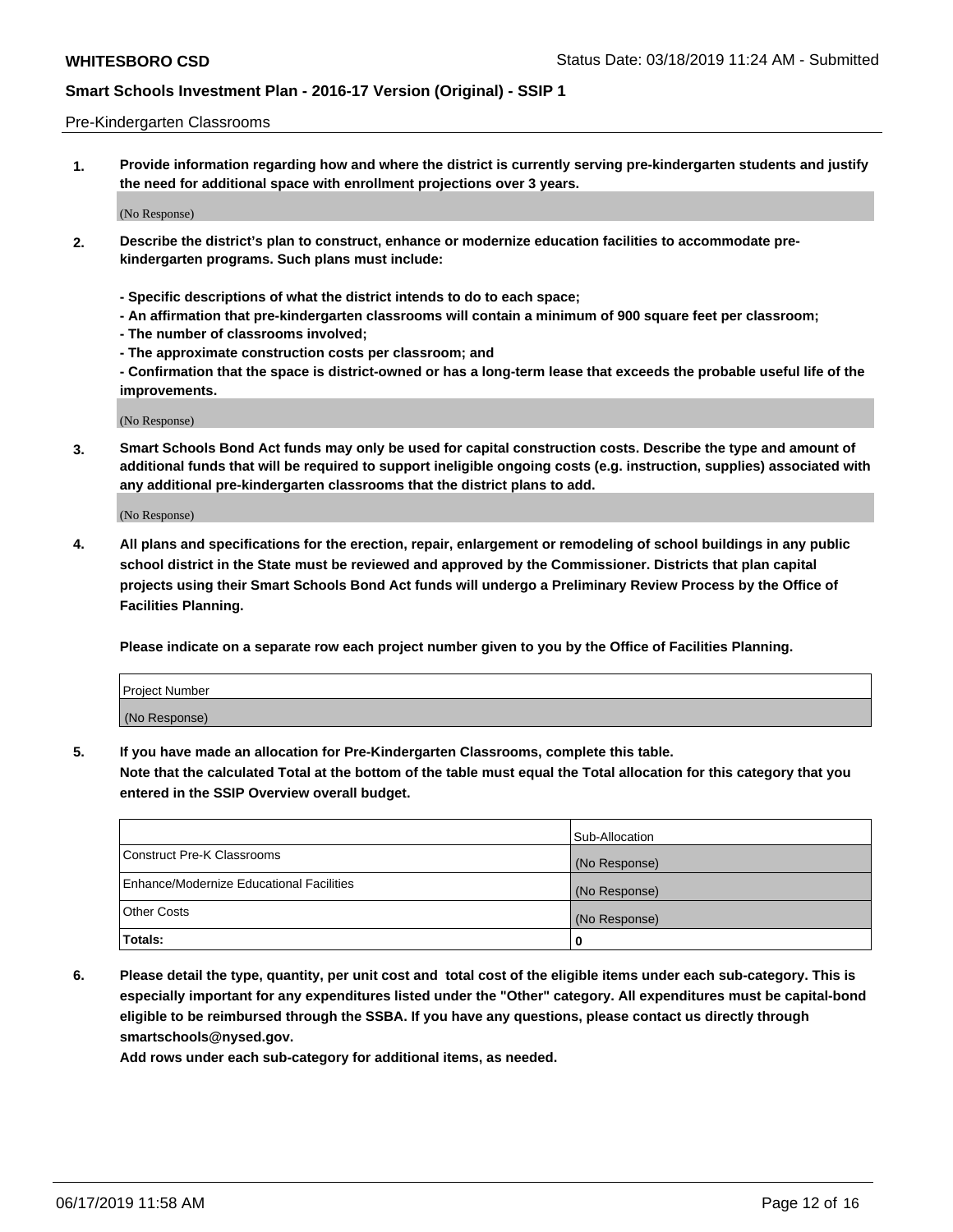Pre-Kindergarten Classrooms

1. **Provide information regarding how and where the district is currently serving pre-kindergarten students and justify the need for additional space with enrollment projections over 3 years.**

(No Response)

2. **Describe the district's plan to construct, enhance or modernize education facilities to accommodate pre-kindergarten programs. Such plans must include:**

   **- Specific descriptions of what the district intends to do to each space;**
   **- An affirmation that pre-kindergarten classrooms will contain a minimum of 900 square feet per classroom;**
   **- The number of classrooms involved;**
   **- The approximate construction costs per classroom; and**
   **- Confirmation that the space is district-owned or has a long-term lease that exceeds the probable useful life of the improvements.**

(No Response)

3. **Smart Schools Bond Act funds may only be used for capital construction costs. Describe the type and amount of additional funds that will be required to support ineligible ongoing costs (e.g. instruction, supplies) associated with any additional pre-kindergarten classrooms that the district plans to add.**

(No Response)

4. **All plans and specifications for the erection, repair, enlargement or remodeling of school buildings in any public school district in the State must be reviewed and approved by the Commissioner. Districts that plan capital projects using their Smart Schools Bond Act funds will undergo a Preliminary Review Process by the Office of Facilities Planning.**

   **Please indicate on a separate row each project number given to you by the Office of Facilities Planning.**

| Project Number |
| --- |
| (No Response) |

5. **If you have made an allocation for Pre-Kindergarten Classrooms, complete this table.**
   **Note that the calculated Total at the bottom of the table must equal the Total allocation for this category that you entered in the SSIP Overview overall budget.**

| | Sub-Allocation |
| --- | --- |
| Construct Pre-K Classrooms | (No Response) |
| Enhance/Modernize Educational Facilities | (No Response) |
| Other Costs | (No Response) |
| **Totals:** | **0** |

6. **Please detail the type, quantity, per unit cost and total cost of the eligible items under each sub-category. This is especially important for any expenditures listed under the "Other" category. All expenditures must be capital-bond eligible to be reimbursed through the SSBA. If you have any questions, please contact us directly through smartschools@nysed.gov.**
   **Add rows under each sub-category for additional items, as needed.**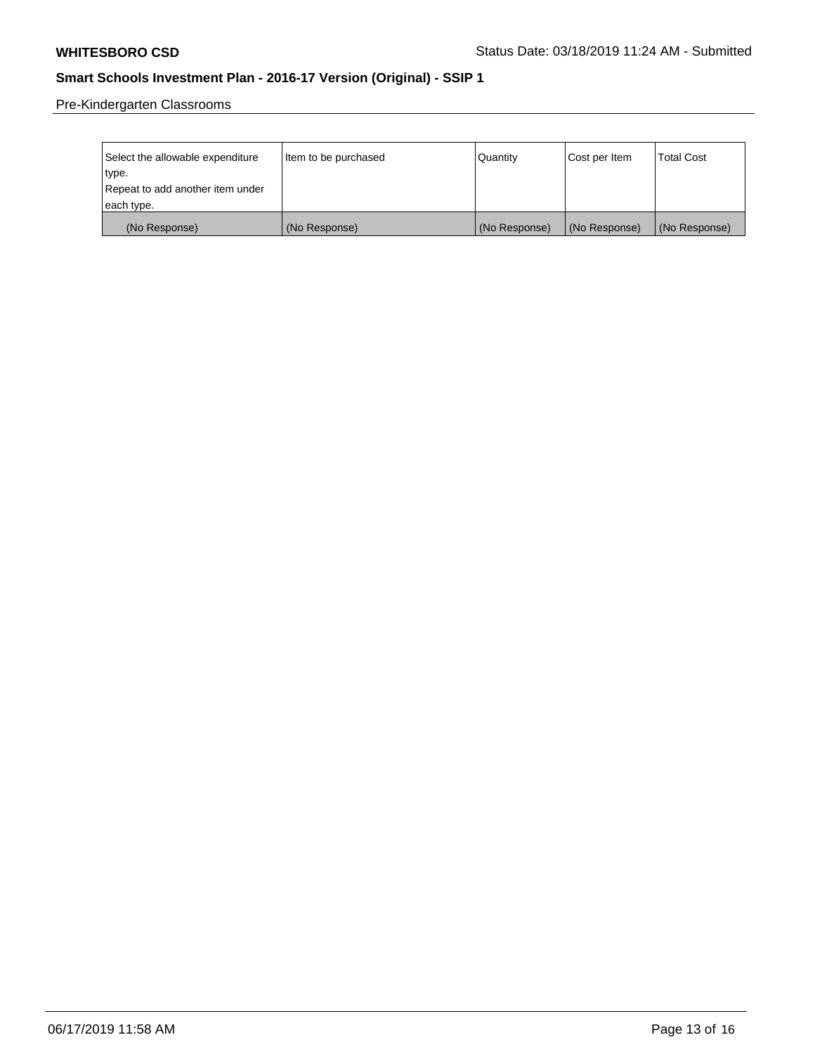Pre-Kindergarten Classrooms

| Select the allowable expenditure type. Repeat to add another item under each type. | Item to be purchased | Quantity | Cost per Item | Total Cost |
|---|---|---|---|---|
| (No Response) | (No Response) | (No Response) | (No Response) | (No Response) |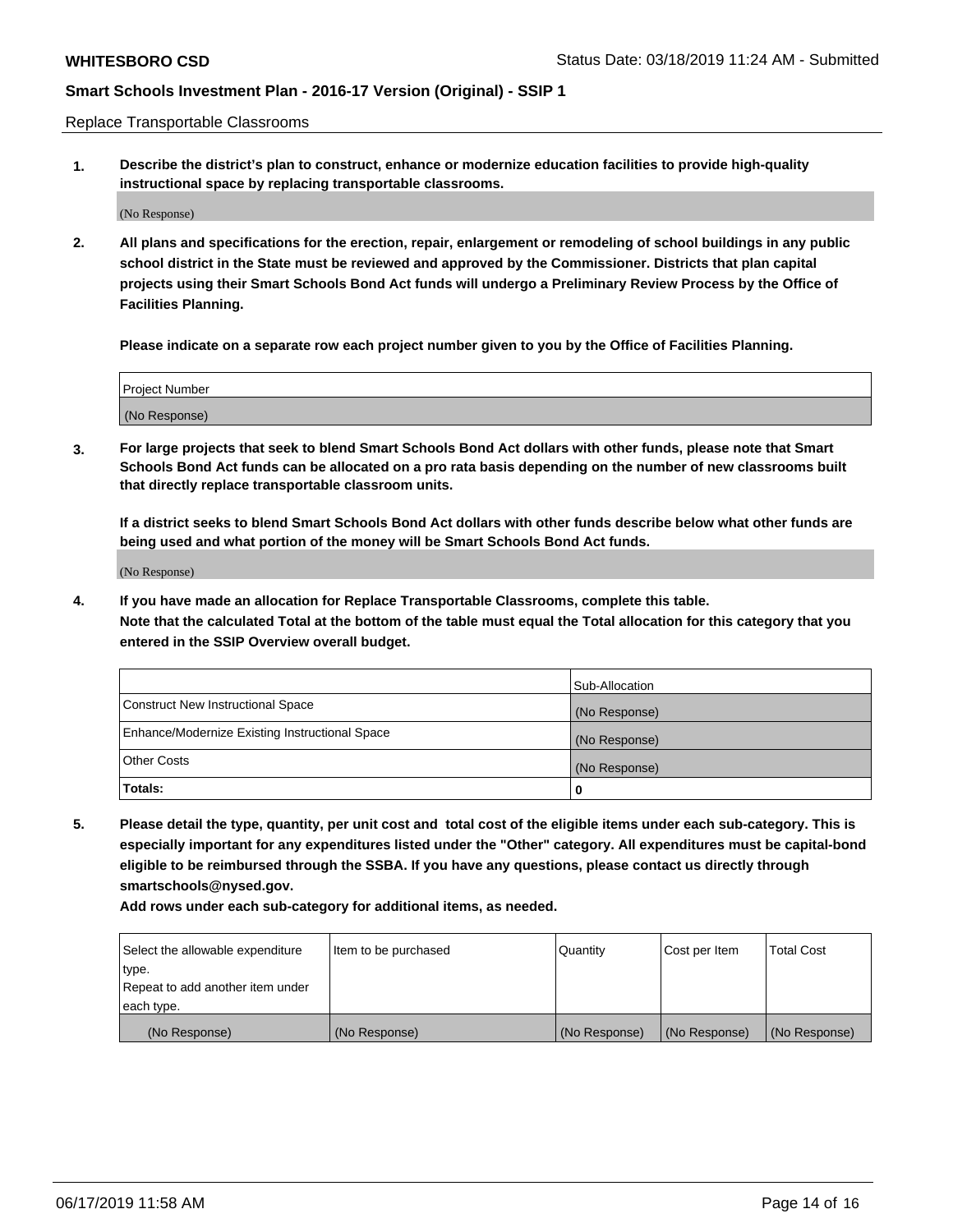Replace Transportable Classrooms

1. **Describe the district's plan to construct, enhance or modernize education facilities to provide high-quality instructional space by replacing transportable classrooms.**

(No Response)

2. **All plans and specifications for the erection, repair, enlargement or remodeling of school buildings in any public school district in the State must be reviewed and approved by the Commissioner. Districts that plan capital projects using their Smart Schools Bond Act funds will undergo a Preliminary Review Process by the Office of Facilities Planning.**

**Please indicate on a separate row each project number given to you by the Office of Facilities Planning.**

| Project Number |
|---|
| (No Response) |

3. **For large projects that seek to blend Smart Schools Bond Act dollars with other funds, please note that Smart Schools Bond Act funds can be allocated on a pro rata basis depending on the number of new classrooms built that directly replace transportable classroom units.**

**If a district seeks to blend Smart Schools Bond Act dollars with other funds describe below what other funds are being used and what portion of the money will be Smart Schools Bond Act funds.**

(No Response)

4. **If you have made an allocation for Replace Transportable Classrooms, complete this table. Note that the calculated Total at the bottom of the table must equal the Total allocation for this category that you entered in the SSIP Overview overall budget.**

| | Sub-Allocation |
|---|---|
| Construct New Instructional Space | (No Response) |
| Enhance/Modernize Existing Instructional Space | (No Response) |
| Other Costs | (No Response) |
| **Totals:** | **0** |

5. **Please detail the type, quantity, per unit cost and total cost of the eligible items under each sub-category. This is especially important for any expenditures listed under the "Other" category. All expenditures must be capital-bond eligible to be reimbursed through the SSBA. If you have any questions, please contact us directly through smartschools@nysed.gov.**

**Add rows under each sub-category for additional items, as needed.**

| Select the allowable expenditure type. Repeat to add another item under each type. | Item to be purchased | Quantity | Cost per Item | Total Cost |
|---|---|---|---|---|
| (No Response) | (No Response) | (No Response) | (No Response) | (No Response) |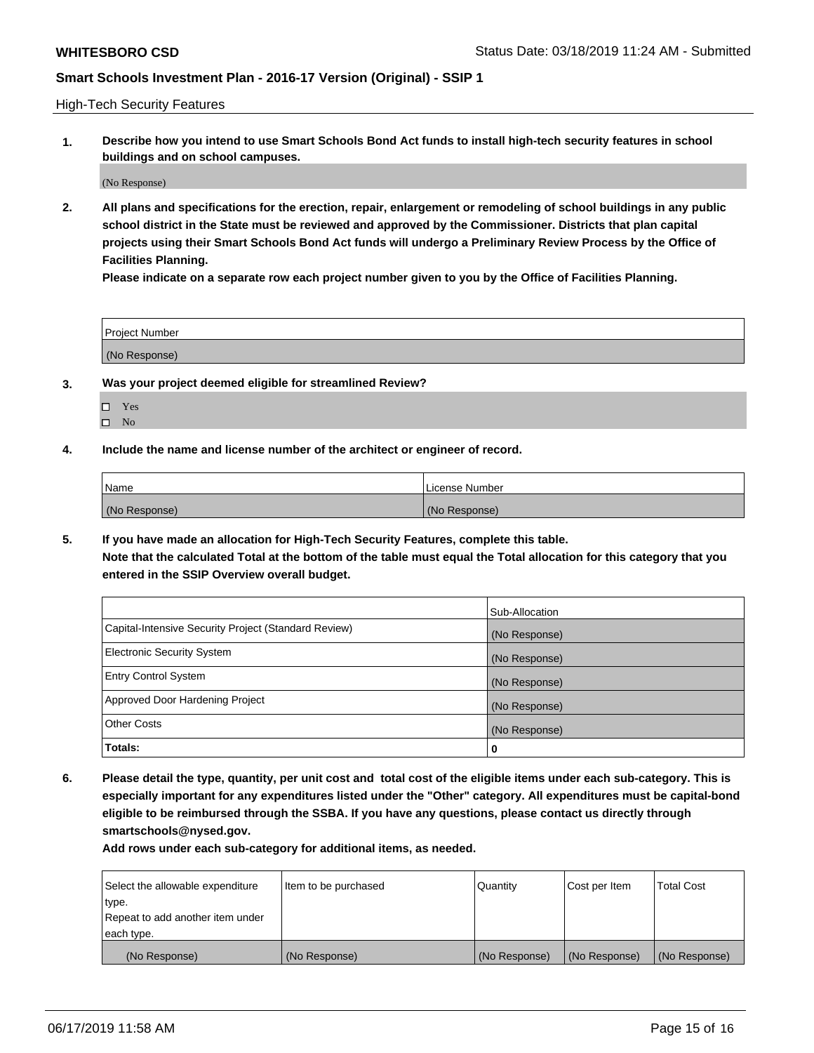High-Tech Security Features

**1. Describe how you intend to use Smart Schools Bond Act funds to install high-tech security features in school buildings and on school campuses.**

(No Response)

**2. All plans and specifications for the erection, repair, enlargement or remodeling of school buildings in any public school district in the State must be reviewed and approved by the Commissioner. Districts that plan capital projects using their Smart Schools Bond Act funds will undergo a Preliminary Review Process by the Office of Facilities Planning.**

**Please indicate on a separate row each project number given to you by the Office of Facilities Planning.**

| Project Number |
|---|
| (No Response) |

**3. Was your project deemed eligible for streamlined Review?**

- ☐ Yes
- ☐ No

**4. Include the name and license number of the architect or engineer of record.**

| Name | License Number |
|---|---|
| (No Response) | (No Response) |

**5. If you have made an allocation for High-Tech Security Features, complete this table.**
**Note that the calculated Total at the bottom of the table must equal the Total allocation for this category that you entered in the SSIP Overview overall budget.**

| | Sub-Allocation |
|---|---|
| Capital-Intensive Security Project (Standard Review) | (No Response) |
| Electronic Security System | (No Response) |
| Entry Control System | (No Response) |
| Approved Door Hardening Project | (No Response) |
| Other Costs | (No Response) |
| **Totals:** | **0** |

**6. Please detail the type, quantity, per unit cost and total cost of the eligible items under each sub-category. This is especially important for any expenditures listed under the "Other" category. All expenditures must be capital-bond eligible to be reimbursed through the SSBA. If you have any questions, please contact us directly through smartschools@nysed.gov.**

**Add rows under each sub-category for additional items, as needed.**

| Select the allowable expenditure type. Repeat to add another item under each type. | Item to be purchased | Quantity | Cost per Item | Total Cost |
|---|---|---|---|---|
| (No Response) | (No Response) | (No Response) | (No Response) | (No Response) |